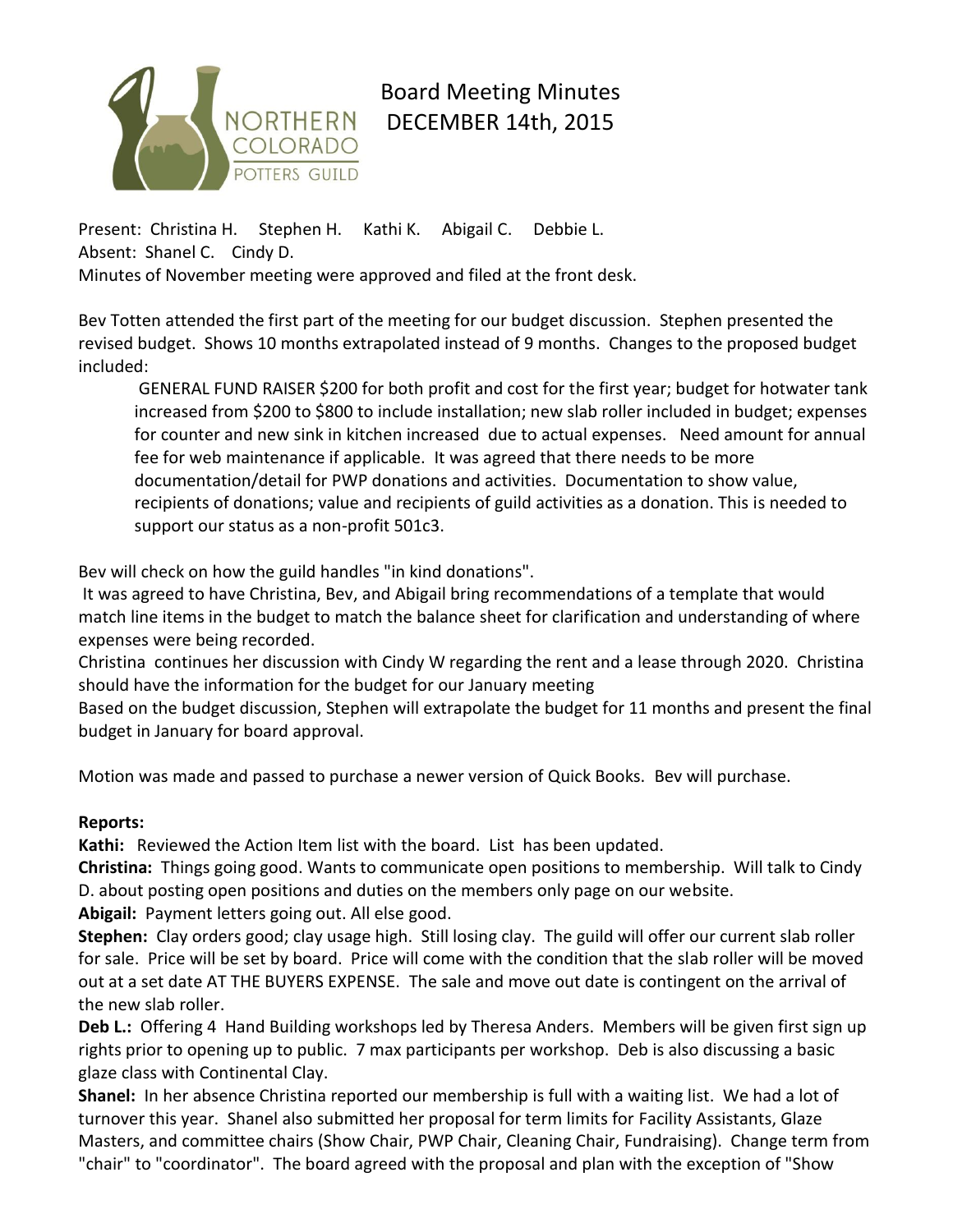# Board Meeting Minutes
## DECEMBER 14th, 2015

Present: Christina H. Stephen H. Kathi K. Abigail C. Debbie L.
Absent: Shanel C. Cindy D.
Minutes of November meeting were approved and filed at the front desk.

Bev Totten attended the first part of the meeting for our budget discussion. Stephen presented the revised budget. Shows 10 months extrapolated instead of 9 months. Changes to the proposed budget included:

> GENERAL FUND RAISER $200 for both profit and cost for the first year; budget for hotwater tank increased from $200 to $800 to include installation; new slab roller included in budget; expenses for counter and new sink in kitchen increased due to actual expenses. Need amount for annual fee for web maintenance if applicable. It was agreed that there needs to be more documentation/detail for PWP donations and activities. Documentation to show value, recipients of donations; value and recipients of guild activities as a donation. This is needed to support our status as a non-profit 501c3.

Bev will check on how the guild handles "in kind donations".
It was agreed to have Christina, Bev, and Abigail bring recommendations of a template that would match line items in the budget to match the balance sheet for clarification and understanding of where expenses were being recorded.
Christina continues her discussion with Cindy W regarding the rent and a lease through 2020. Christina should have the information for the budget for our January meeting
Based on the budget discussion, Stephen will extrapolate the budget for 11 months and present the final budget in January for board approval.

Motion was made and passed to purchase a newer version of Quick Books. Bev will purchase.

**Reports:**

**Kathi:** Reviewed the Action Item list with the board. List has been updated.
**Christina:** Things going good. Wants to communicate open positions to membership. Will talk to Cindy D. about posting open positions and duties on the members only page on our website.
**Abigail:** Payment letters going out. All else good.
**Stephen:** Clay orders good; clay usage high. Still losing clay. The guild will offer our current slab roller for sale. Price will be set by board. Price will come with the condition that the slab roller will be moved out at a set date AT THE BUYERS EXPENSE. The sale and move out date is contingent on the arrival of the new slab roller.
**Deb L.:** Offering 4 Hand Building workshops led by Theresa Anders. Members will be given first sign up rights prior to opening up to public. 7 max participants per workshop. Deb is also discussing a basic glaze class with Continental Clay.
**Shanel:** In her absence Christina reported our membership is full with a waiting list. We had a lot of turnover this year. Shanel also submitted her proposal for term limits for Facility Assistants, Glaze Masters, and committee chairs (Show Chair, PWP Chair, Cleaning Chair, Fundraising). Change term from "chair" to "coordinator". The board agreed with the proposal and plan with the exception of "Show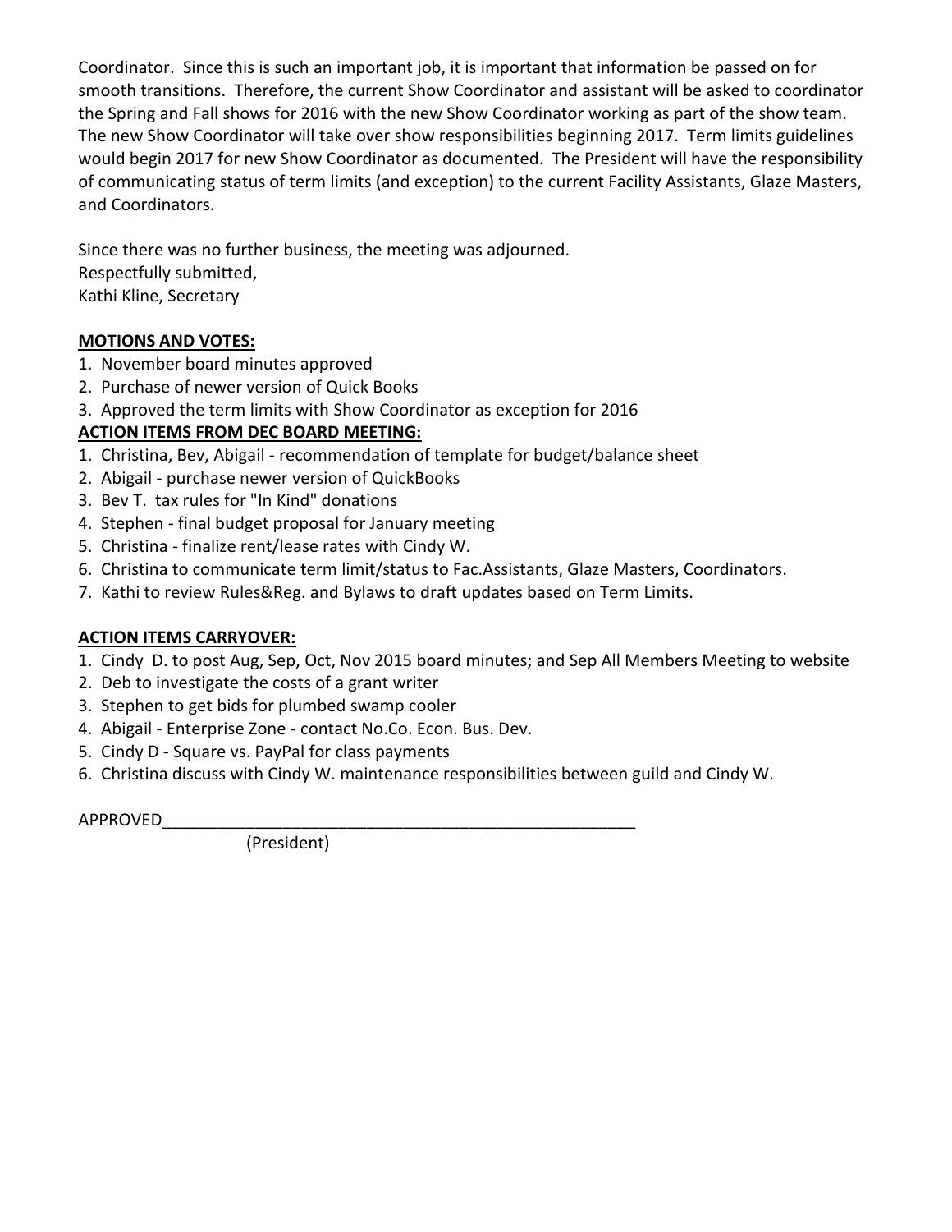Coordinator. Since this is such an important job, it is important that information be passed on for smooth transitions. Therefore, the current Show Coordinator and assistant will be asked to coordinator the Spring and Fall shows for 2016 with the new Show Coordinator working as part of the show team. The new Show Coordinator will take over show responsibilities beginning 2017. Term limits guidelines would begin 2017 for new Show Coordinator as documented. The President will have the responsibility of communicating status of term limits (and exception) to the current Facility Assistants, Glaze Masters, and Coordinators.

Since there was no further business, the meeting was adjourned.
Respectfully submitted,
Kathi Kline, Secretary

**MOTIONS AND VOTES:**

1. November board minutes approved
2. Purchase of newer version of Quick Books
3. Approved the term limits with Show Coordinator as exception for 2016

**ACTION ITEMS FROM DEC BOARD MEETING:**

1. Christina, Bev, Abigail - recommendation of template for budget/balance sheet
2. Abigail - purchase newer version of QuickBooks
3. Bev T. tax rules for "In Kind" donations
4. Stephen - final budget proposal for January meeting
5. Christina - finalize rent/lease rates with Cindy W.
6. Christina to communicate term limit/status to Fac.Assistants, Glaze Masters, Coordinators.
7. Kathi to review Rules&Reg. and Bylaws to draft updates based on Term Limits.

**ACTION ITEMS CARRYOVER:**

1. Cindy D. to post Aug, Sep, Oct, Nov 2015 board minutes; and Sep All Members Meeting to website
2. Deb to investigate the costs of a grant writer
3. Stephen to get bids for plumbed swamp cooler
4. Abigail - Enterprise Zone - contact No.Co. Econ. Bus. Dev.
5. Cindy D - Square vs. PayPal for class payments
6. Christina discuss with Cindy W. maintenance responsibilities between guild and Cindy W.

APPROVED_____________________________________________________
(President)